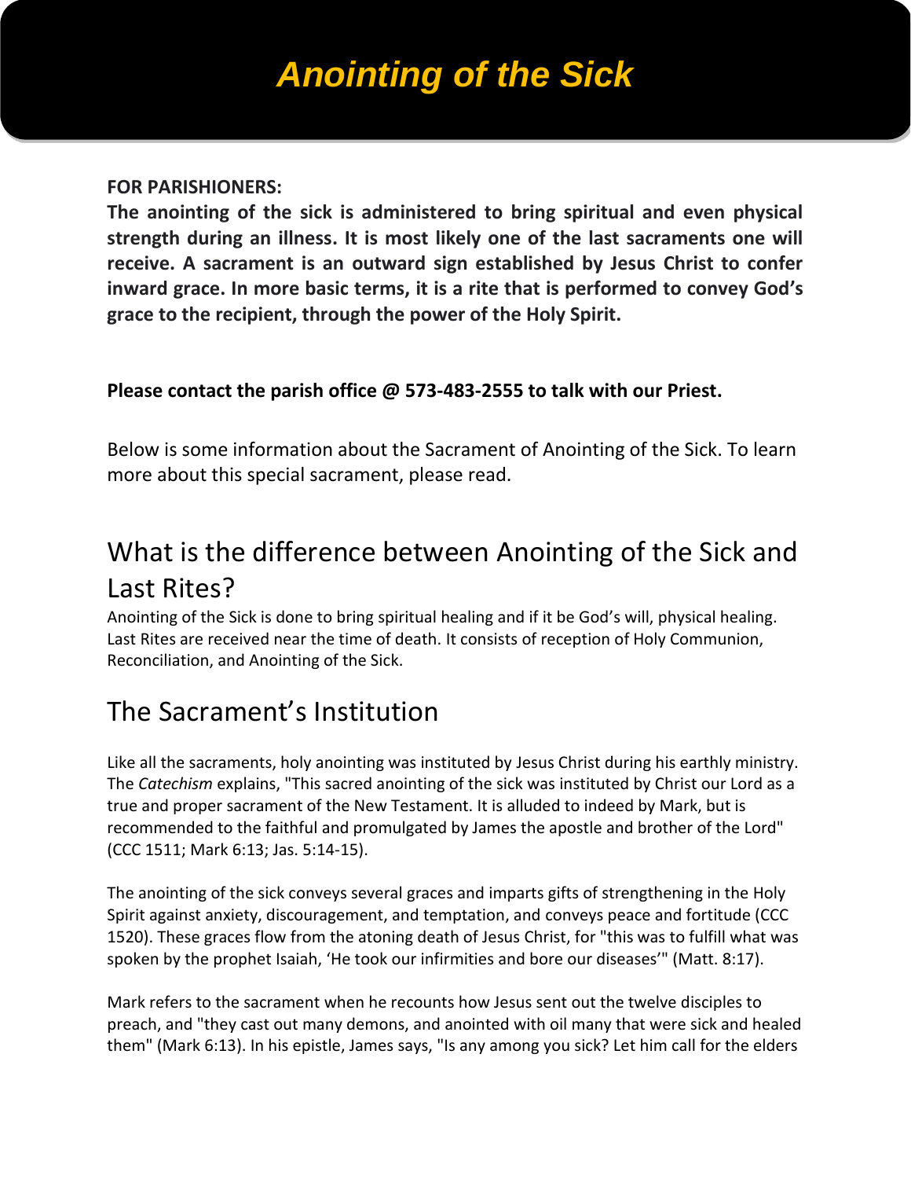# Anointing of the Sick

**FOR PARISHIONERS:**
**The anointing of the sick is administered to bring spiritual and even physical strength during an illness. It is most likely one of the last sacraments one will receive. A sacrament is an outward sign established by Jesus Christ to confer inward grace. In more basic terms, it is a rite that is performed to convey God's grace to the recipient, through the power of the Holy Spirit.**

**Please contact the parish office @ 573-483-2555 to talk with our Priest.**

Below is some information about the Sacrament of Anointing of the Sick. To learn more about this special sacrament, please read.

## What is the difference between Anointing of the Sick and Last Rites?

Anointing of the Sick is done to bring spiritual healing and if it be God's will, physical healing. Last Rites are received near the time of death. It consists of reception of Holy Communion, Reconciliation, and Anointing of the Sick.

## The Sacrament's Institution

Like all the sacraments, holy anointing was instituted by Jesus Christ during his earthly ministry. The *Catechism* explains, "This sacred anointing of the sick was instituted by Christ our Lord as a true and proper sacrament of the New Testament. It is alluded to indeed by Mark, but is recommended to the faithful and promulgated by James the apostle and brother of the Lord" (CCC 1511; Mark 6:13; Jas. 5:14-15).

The anointing of the sick conveys several graces and imparts gifts of strengthening in the Holy Spirit against anxiety, discouragement, and temptation, and conveys peace and fortitude (CCC 1520). These graces flow from the atoning death of Jesus Christ, for "this was to fulfill what was spoken by the prophet Isaiah, 'He took our infirmities and bore our diseases'" (Matt. 8:17).

Mark refers to the sacrament when he recounts how Jesus sent out the twelve disciples to preach, and "they cast out many demons, and anointed with oil many that were sick and healed them" (Mark 6:13). In his epistle, James says, "Is any among you sick? Let him call for the elders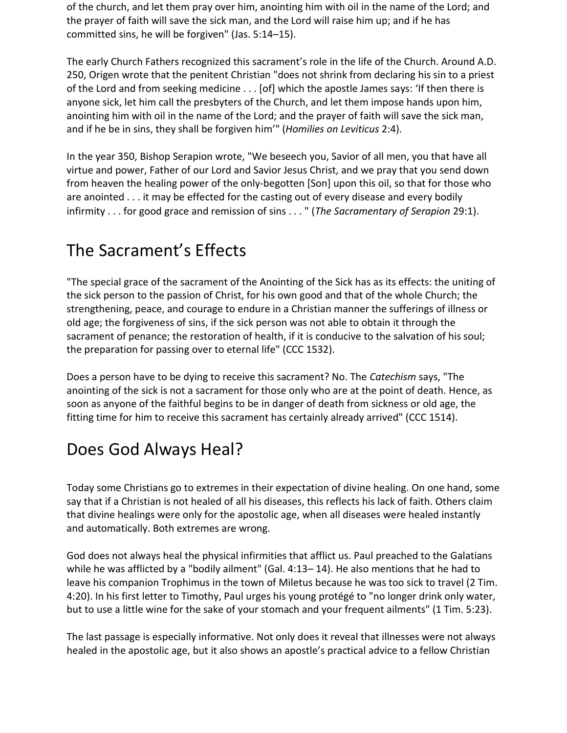of the church, and let them pray over him, anointing him with oil in the name of the Lord; and the prayer of faith will save the sick man, and the Lord will raise him up; and if he has committed sins, he will be forgiven" (Jas. 5:14–15).

The early Church Fathers recognized this sacrament's role in the life of the Church. Around A.D. 250, Origen wrote that the penitent Christian "does not shrink from declaring his sin to a priest of the Lord and from seeking medicine . . . [of] which the apostle James says: 'If then there is anyone sick, let him call the presbyters of the Church, and let them impose hands upon him, anointing him with oil in the name of the Lord; and the prayer of faith will save the sick man, and if he be in sins, they shall be forgiven him'" (*Homilies on Leviticus* 2:4).

In the year 350, Bishop Serapion wrote, "We beseech you, Savior of all men, you that have all virtue and power, Father of our Lord and Savior Jesus Christ, and we pray that you send down from heaven the healing power of the only-begotten [Son] upon this oil, so that for those who are anointed . . . it may be effected for the casting out of every disease and every bodily infirmity . . . for good grace and remission of sins . . . " (*The Sacramentary of Serapion* 29:1).

## The Sacrament's Effects

"The special grace of the sacrament of the Anointing of the Sick has as its effects: the uniting of the sick person to the passion of Christ, for his own good and that of the whole Church; the strengthening, peace, and courage to endure in a Christian manner the sufferings of illness or old age; the forgiveness of sins, if the sick person was not able to obtain it through the sacrament of penance; the restoration of health, if it is conducive to the salvation of his soul; the preparation for passing over to eternal life" (CCC 1532).

Does a person have to be dying to receive this sacrament? No. The *Catechism* says, "The anointing of the sick is not a sacrament for those only who are at the point of death. Hence, as soon as anyone of the faithful begins to be in danger of death from sickness or old age, the fitting time for him to receive this sacrament has certainly already arrived" (CCC 1514).

## Does God Always Heal?

Today some Christians go to extremes in their expectation of divine healing. On one hand, some say that if a Christian is not healed of all his diseases, this reflects his lack of faith. Others claim that divine healings were only for the apostolic age, when all diseases were healed instantly and automatically. Both extremes are wrong.

God does not always heal the physical infirmities that afflict us. Paul preached to the Galatians while he was afflicted by a "bodily ailment" (Gal. 4:13– 14). He also mentions that he had to leave his companion Trophimus in the town of Miletus because he was too sick to travel (2 Tim. 4:20). In his first letter to Timothy, Paul urges his young protégé to "no longer drink only water, but to use a little wine for the sake of your stomach and your frequent ailments" (1 Tim. 5:23).

The last passage is especially informative. Not only does it reveal that illnesses were not always healed in the apostolic age, but it also shows an apostle's practical advice to a fellow Christian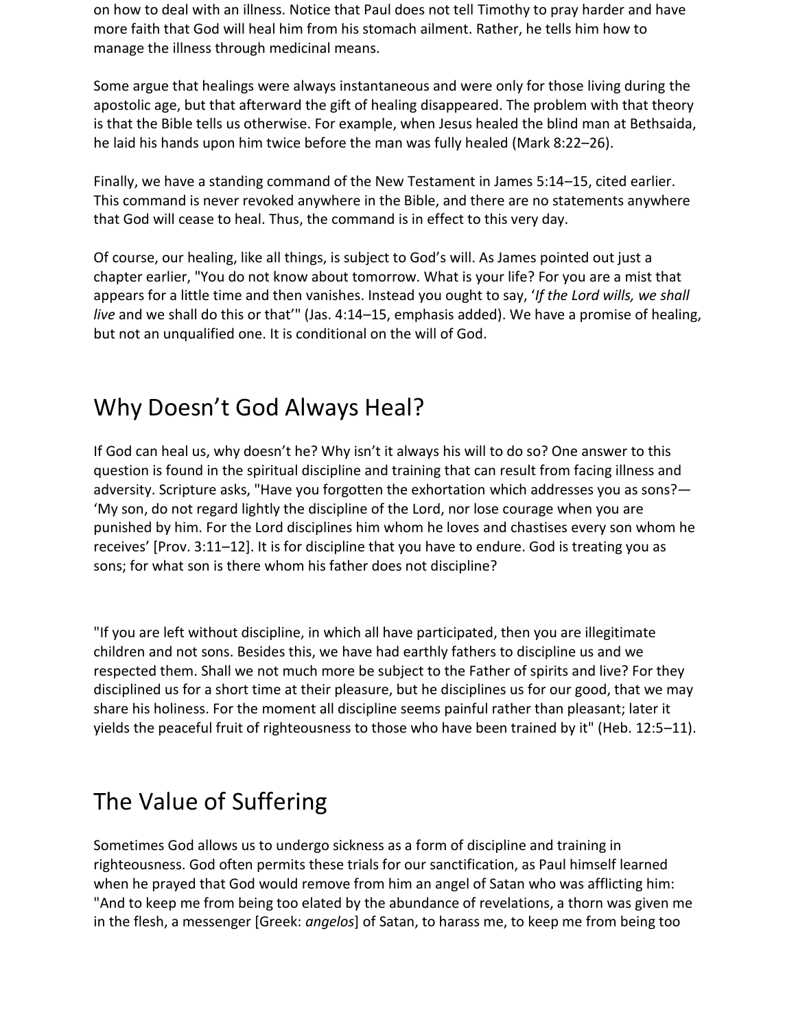on how to deal with an illness. Notice that Paul does not tell Timothy to pray harder and have more faith that God will heal him from his stomach ailment. Rather, he tells him how to manage the illness through medicinal means.

Some argue that healings were always instantaneous and were only for those living during the apostolic age, but that afterward the gift of healing disappeared. The problem with that theory is that the Bible tells us otherwise. For example, when Jesus healed the blind man at Bethsaida, he laid his hands upon him twice before the man was fully healed (Mark 8:22–26).

Finally, we have a standing command of the New Testament in James 5:14–15, cited earlier. This command is never revoked anywhere in the Bible, and there are no statements anywhere that God will cease to heal. Thus, the command is in effect to this very day.

Of course, our healing, like all things, is subject to God's will. As James pointed out just a chapter earlier, "You do not know about tomorrow. What is your life? For you are a mist that appears for a little time and then vanishes. Instead you ought to say, '*If the Lord wills, we shall live* and we shall do this or that'" (Jas. 4:14–15, emphasis added). We have a promise of healing, but not an unqualified one. It is conditional on the will of God.

## Why Doesn't God Always Heal?

If God can heal us, why doesn't he? Why isn't it always his will to do so? One answer to this question is found in the spiritual discipline and training that can result from facing illness and adversity. Scripture asks, "Have you forgotten the exhortation which addresses you as sons?—'My son, do not regard lightly the discipline of the Lord, nor lose courage when you are punished by him. For the Lord disciplines him whom he loves and chastises every son whom he receives' [Prov. 3:11–12]. It is for discipline that you have to endure. God is treating you as sons; for what son is there whom his father does not discipline?

"If you are left without discipline, in which all have participated, then you are illegitimate children and not sons. Besides this, we have had earthly fathers to discipline us and we respected them. Shall we not much more be subject to the Father of spirits and live? For they disciplined us for a short time at their pleasure, but he disciplines us for our good, that we may share his holiness. For the moment all discipline seems painful rather than pleasant; later it yields the peaceful fruit of righteousness to those who have been trained by it" (Heb. 12:5–11).

## The Value of Suffering

Sometimes God allows us to undergo sickness as a form of discipline and training in righteousness. God often permits these trials for our sanctification, as Paul himself learned when he prayed that God would remove from him an angel of Satan who was afflicting him: "And to keep me from being too elated by the abundance of revelations, a thorn was given me in the flesh, a messenger [Greek: *angelos*] of Satan, to harass me, to keep me from being too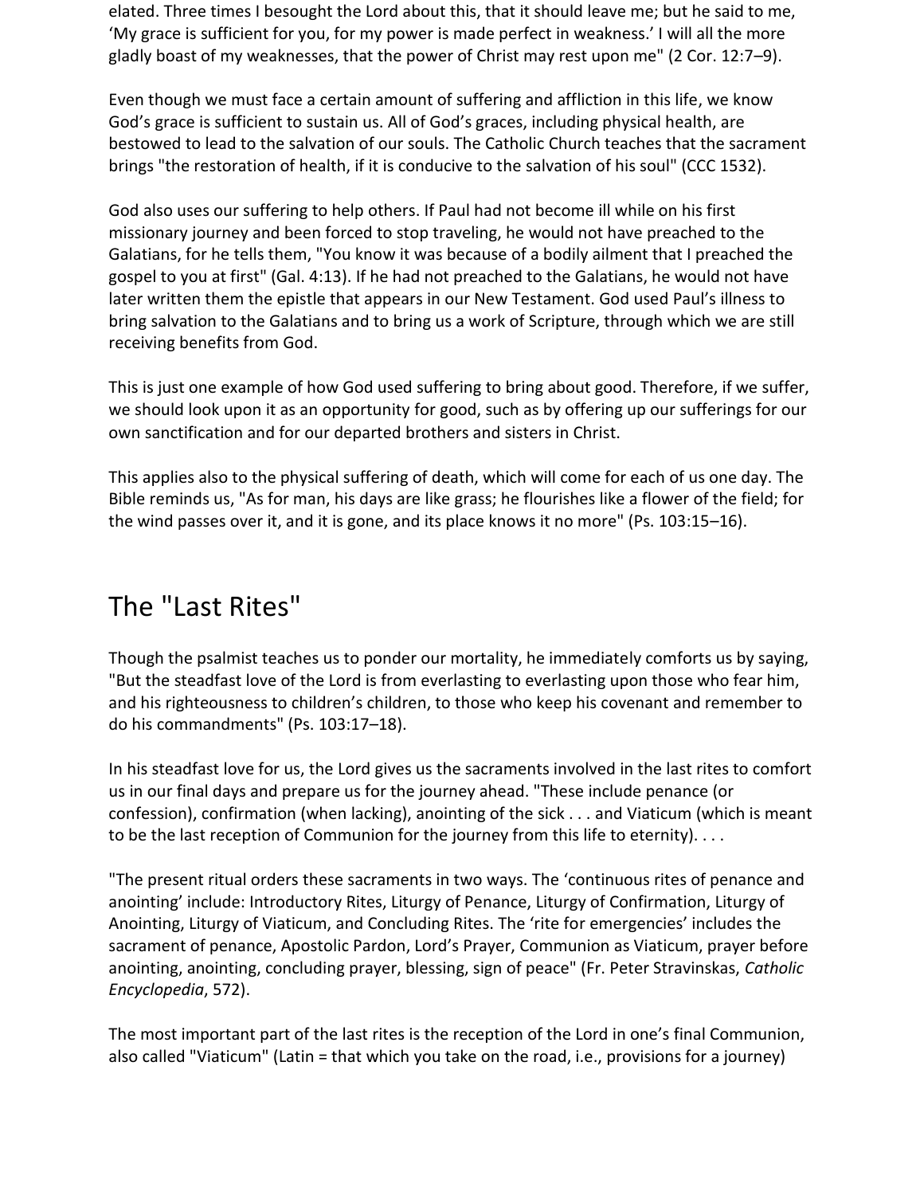elated. Three times I besought the Lord about this, that it should leave me; but he said to me, 'My grace is sufficient for you, for my power is made perfect in weakness.' I will all the more gladly boast of my weaknesses, that the power of Christ may rest upon me" (2 Cor. 12:7–9).

Even though we must face a certain amount of suffering and affliction in this life, we know God's grace is sufficient to sustain us. All of God's graces, including physical health, are bestowed to lead to the salvation of our souls. The Catholic Church teaches that the sacrament brings "the restoration of health, if it is conducive to the salvation of his soul" (CCC 1532).

God also uses our suffering to help others. If Paul had not become ill while on his first missionary journey and been forced to stop traveling, he would not have preached to the Galatians, for he tells them, "You know it was because of a bodily ailment that I preached the gospel to you at first" (Gal. 4:13). If he had not preached to the Galatians, he would not have later written them the epistle that appears in our New Testament. God used Paul's illness to bring salvation to the Galatians and to bring us a work of Scripture, through which we are still receiving benefits from God.

This is just one example of how God used suffering to bring about good. Therefore, if we suffer, we should look upon it as an opportunity for good, such as by offering up our sufferings for our own sanctification and for our departed brothers and sisters in Christ.

This applies also to the physical suffering of death, which will come for each of us one day. The Bible reminds us, "As for man, his days are like grass; he flourishes like a flower of the field; for the wind passes over it, and it is gone, and its place knows it no more" (Ps. 103:15–16).

## The "Last Rites"

Though the psalmist teaches us to ponder our mortality, he immediately comforts us by saying, "But the steadfast love of the Lord is from everlasting to everlasting upon those who fear him, and his righteousness to children's children, to those who keep his covenant and remember to do his commandments" (Ps. 103:17–18).

In his steadfast love for us, the Lord gives us the sacraments involved in the last rites to comfort us in our final days and prepare us for the journey ahead. "These include penance (or confession), confirmation (when lacking), anointing of the sick . . . and Viaticum (which is meant to be the last reception of Communion for the journey from this life to eternity). . . .

"The present ritual orders these sacraments in two ways. The 'continuous rites of penance and anointing' include: Introductory Rites, Liturgy of Penance, Liturgy of Confirmation, Liturgy of Anointing, Liturgy of Viaticum, and Concluding Rites. The 'rite for emergencies' includes the sacrament of penance, Apostolic Pardon, Lord's Prayer, Communion as Viaticum, prayer before anointing, anointing, concluding prayer, blessing, sign of peace" (Fr. Peter Stravinskas, *Catholic Encyclopedia*, 572).

The most important part of the last rites is the reception of the Lord in one's final Communion, also called "Viaticum" (Latin = that which you take on the road, i.e., provisions for a journey)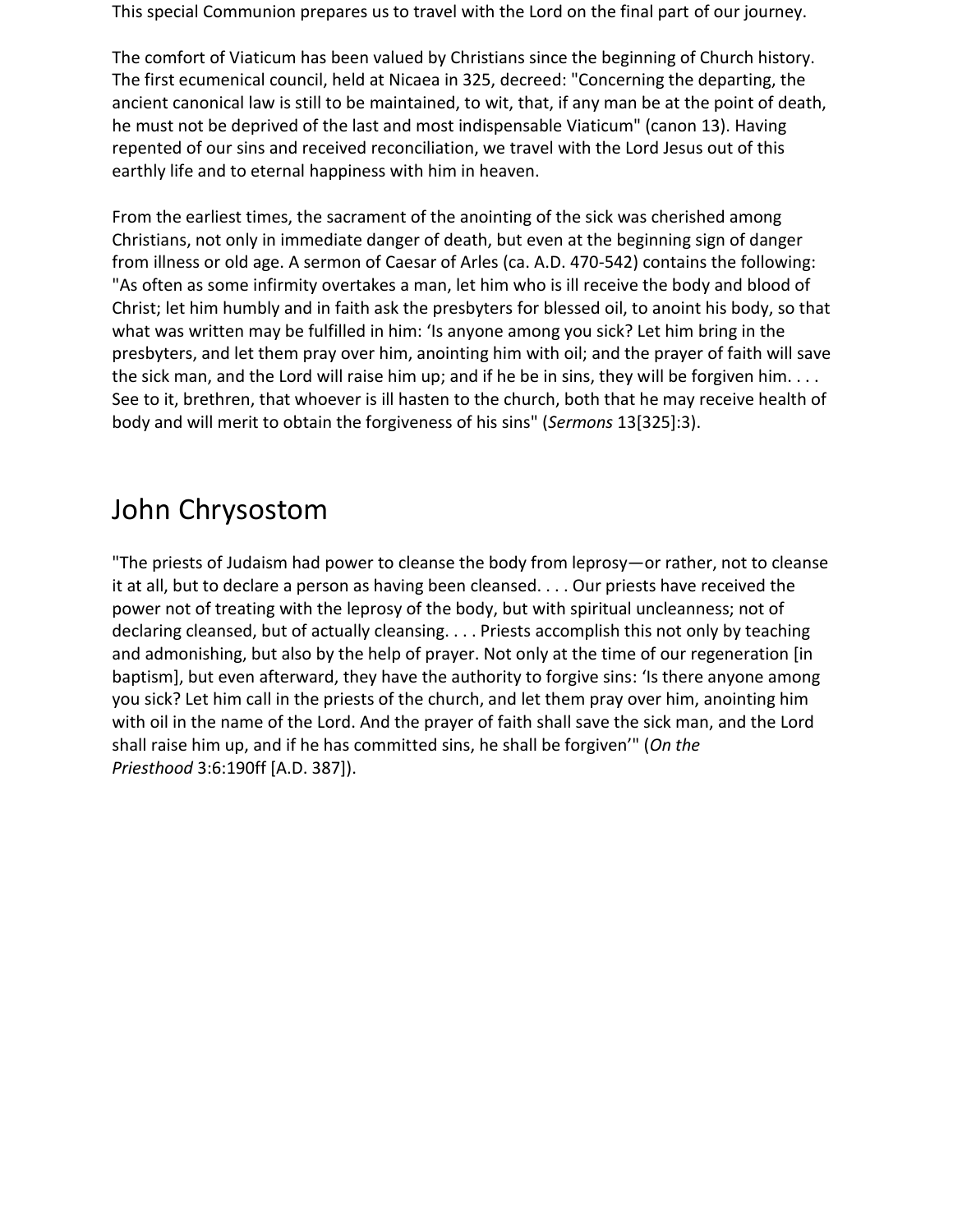This special Communion prepares us to travel with the Lord on the final part of our journey.

The comfort of Viaticum has been valued by Christians since the beginning of Church history. The first ecumenical council, held at Nicaea in 325, decreed: "Concerning the departing, the ancient canonical law is still to be maintained, to wit, that, if any man be at the point of death, he must not be deprived of the last and most indispensable Viaticum" (canon 13). Having repented of our sins and received reconciliation, we travel with the Lord Jesus out of this earthly life and to eternal happiness with him in heaven.

From the earliest times, the sacrament of the anointing of the sick was cherished among Christians, not only in immediate danger of death, but even at the beginning sign of danger from illness or old age. A sermon of Caesar of Arles (ca. A.D. 470-542) contains the following: "As often as some infirmity overtakes a man, let him who is ill receive the body and blood of Christ; let him humbly and in faith ask the presbyters for blessed oil, to anoint his body, so that what was written may be fulfilled in him: 'Is anyone among you sick? Let him bring in the presbyters, and let them pray over him, anointing him with oil; and the prayer of faith will save the sick man, and the Lord will raise him up; and if he be in sins, they will be forgiven him. . . . See to it, brethren, that whoever is ill hasten to the church, both that he may receive health of body and will merit to obtain the forgiveness of his sins" (*Sermons* 13[325]:3).

## John Chrysostom

"The priests of Judaism had power to cleanse the body from leprosy—or rather, not to cleanse it at all, but to declare a person as having been cleansed. . . . Our priests have received the power not of treating with the leprosy of the body, but with spiritual uncleanness; not of declaring cleansed, but of actually cleansing. . . . Priests accomplish this not only by teaching and admonishing, but also by the help of prayer. Not only at the time of our regeneration [in baptism], but even afterward, they have the authority to forgive sins: 'Is there anyone among you sick? Let him call in the priests of the church, and let them pray over him, anointing him with oil in the name of the Lord. And the prayer of faith shall save the sick man, and the Lord shall raise him up, and if he has committed sins, he shall be forgiven'" (*On the Priesthood* 3:6:190ff [A.D. 387]).